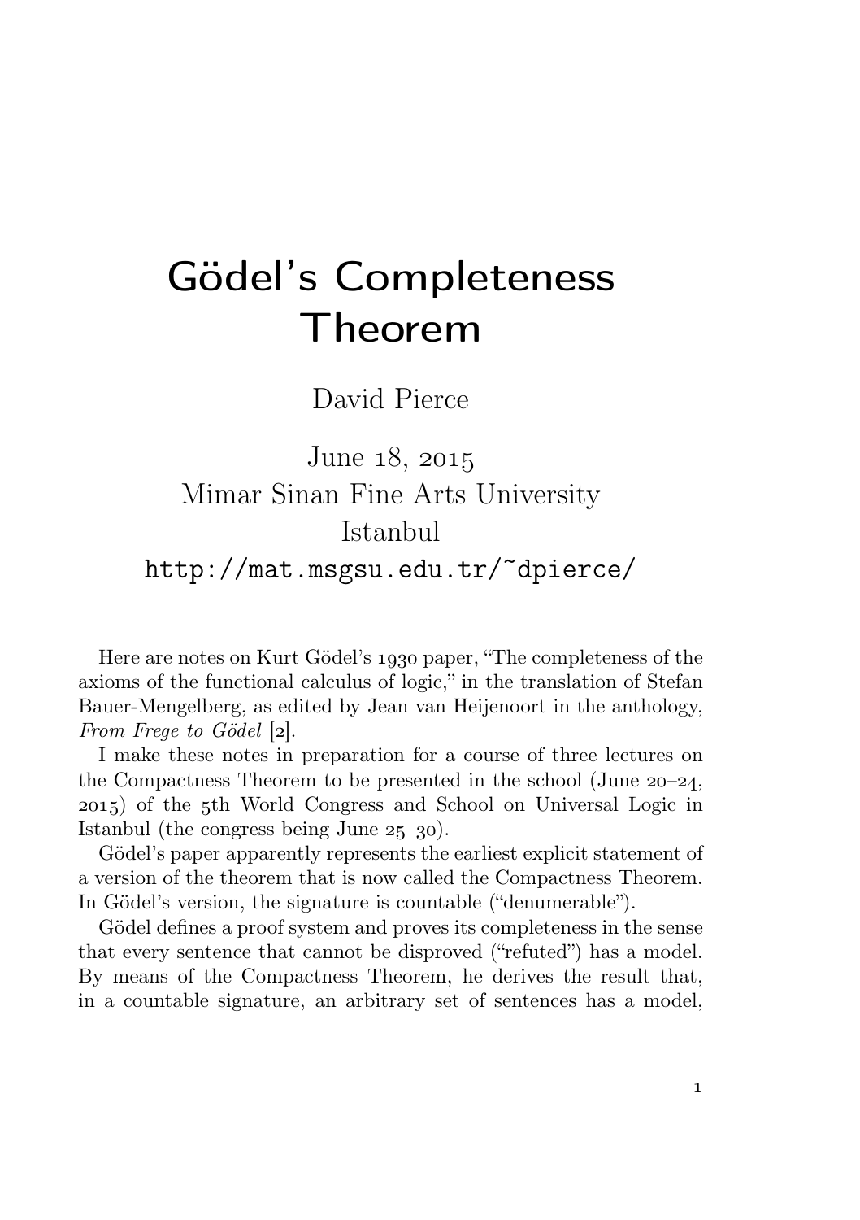# Gödel's Completeness Theorem

David Pierce

June 18, 2015
Mimar Sinan Fine Arts University
Istanbul
`http://mat.msgsu.edu.tr/~dpierce/`

Here are notes on Kurt Gödel's 1930 paper, "The completeness of the axioms of the functional calculus of logic," in the translation of Stefan Bauer-Mengelberg, as edited by Jean van Heijenoort in the anthology, *From Frege to Gödel* [2].

I make these notes in preparation for a course of three lectures on the Compactness Theorem to be presented in the school (June 20–24, 2015) of the 5th World Congress and School on Universal Logic in Istanbul (the congress being June 25–30).

Gödel's paper apparently represents the earliest explicit statement of a version of the theorem that is now called the Compactness Theorem. In Gödel's version, the signature is countable ("denumerable").

Gödel defines a proof system and proves its completeness in the sense that every sentence that cannot be disproved ("refuted") has a model. By means of the Compactness Theorem, he derives the result that, in a countable signature, an arbitrary set of sentences has a model,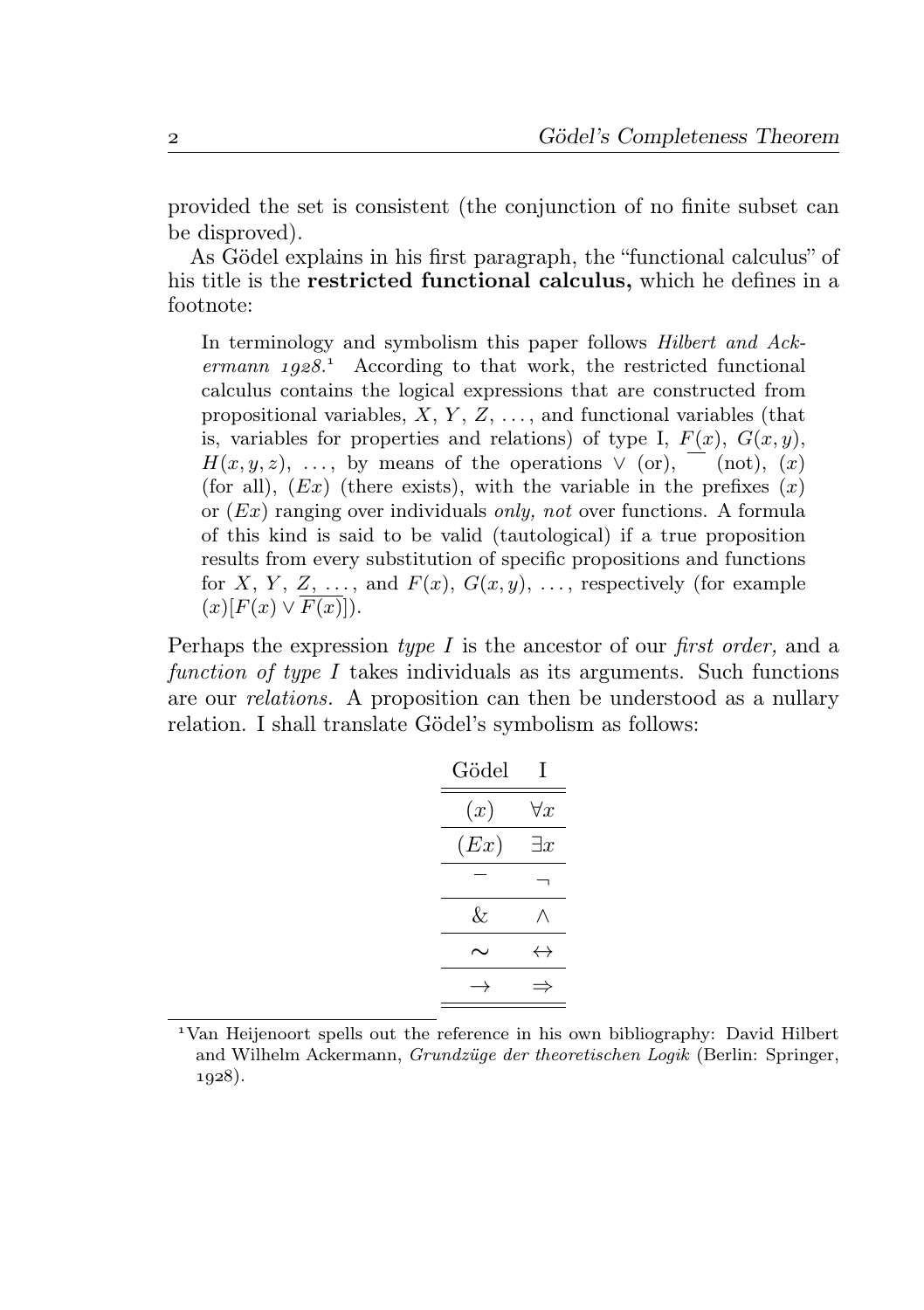provided the set is consistent (the conjunction of no finite subset can be disproved).

As Gödel explains in his first paragraph, the "functional calculus" of his title is the **restricted functional calculus,** which he defines in a footnote:

> In terminology and symbolism this paper follows *Hilbert and Ackermann 1928.*[1] According to that work, the restricted functional calculus contains the logical expressions that are constructed from propositional variables, $X$, $Y$, $Z$, ..., and functional variables (that is, variables for properties and relations) of type I, $F(x)$, $G(x, y)$, $H(x, y, z)$, ..., by means of the operations $\lor$ (or), $\overline{\phantom{x}}$ (not), $(x)$ (for all), $(Ex)$ (there exists), with the variable in the prefixes $(x)$ or $(Ex)$ ranging over individuals *only, not* over functions. A formula of this kind is said to be valid (tautological) if a true proposition results from every substitution of specific propositions and functions for $X$, $Y$, $Z$, ..., and $F(x)$, $G(x, y)$, ..., respectively (for example $(x)[F(x) \lor \overline{F(x)}]$).

Perhaps the expression *type I* is the ancestor of our *first order,* and a *function of type I* takes individuals as its arguments. Such functions are our *relations.* A proposition can then be understood as a nullary relation. I shall translate Gödel's symbolism as follows:

| Gödel | I |
|---|---|
| $(x)$ | $\forall x$ |
| $(Ex)$ | $\exists x$ |
| $\overline{\phantom{x}}$ | $\neg$ |
| $\&$ | $\land$ |
| $\sim$ | $\leftrightarrow$ |
| $\to$ | $\Rightarrow$ |

[1] Van Heijenoort spells out the reference in his own bibliography: David Hilbert and Wilhelm Ackermann, *Grundzüge der theoretischen Logik* (Berlin: Springer, 1928).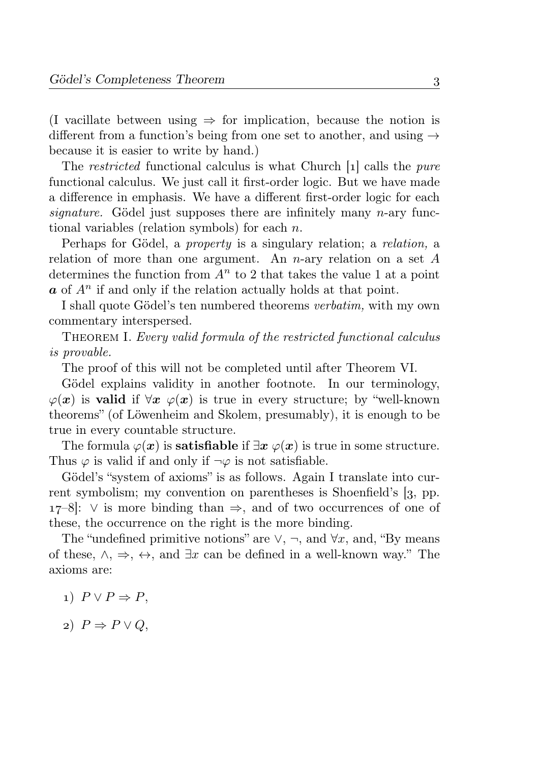(I vacillate between using $\Rightarrow$ for implication, because the notion is different from a function's being from one set to another, and using $\rightarrow$ because it is easier to write by hand.)

The *restricted* functional calculus is what Church [1] calls the *pure* functional calculus. We just call it first-order logic. But we have made a difference in emphasis. We have a different first-order logic for each *signature.* Gödel just supposes there are infinitely many $n$-ary functional variables (relation symbols) for each $n$.

Perhaps for Gödel, a *property* is a singulary relation; a *relation,* a relation of more than one argument. An $n$-ary relation on a set $A$ determines the function from $A^n$ to 2 that takes the value 1 at a point $\boldsymbol{a}$ of $A^n$ if and only if the relation actually holds at that point.

I shall quote Gödel's ten numbered theorems *verbatim,* with my own commentary interspersed.

Theorem I. *Every valid formula of the restricted functional calculus is provable.*

The proof of this will not be completed until after Theorem VI.

Gödel explains validity in another footnote. In our terminology, $\varphi(\boldsymbol{x})$ is **valid** if $\forall \boldsymbol{x}\ \varphi(\boldsymbol{x})$ is true in every structure; by "well-known theorems" (of Löwenheim and Skolem, presumably), it is enough to be true in every countable structure.

The formula $\varphi(\boldsymbol{x})$ is **satisfiable** if $\exists \boldsymbol{x}\ \varphi(\boldsymbol{x})$ is true in some structure. Thus $\varphi$ is valid if and only if $\neg\varphi$ is not satisfiable.

Gödel's "system of axioms" is as follows. Again I translate into current symbolism; my convention on parentheses is Shoenfield's [3, pp. 17–8]: $\vee$ is more binding than $\Rightarrow$, and of two occurrences of one of these, the occurrence on the right is the more binding.

The "undefined primitive notions" are $\vee$, $\neg$, and $\forall x$, and, "By means of these, $\wedge$, $\Rightarrow$, $\leftrightarrow$, and $\exists x$ can be defined in a well-known way." The axioms are:

1) $P \vee P \Rightarrow P$,

2) $P \Rightarrow P \vee Q$,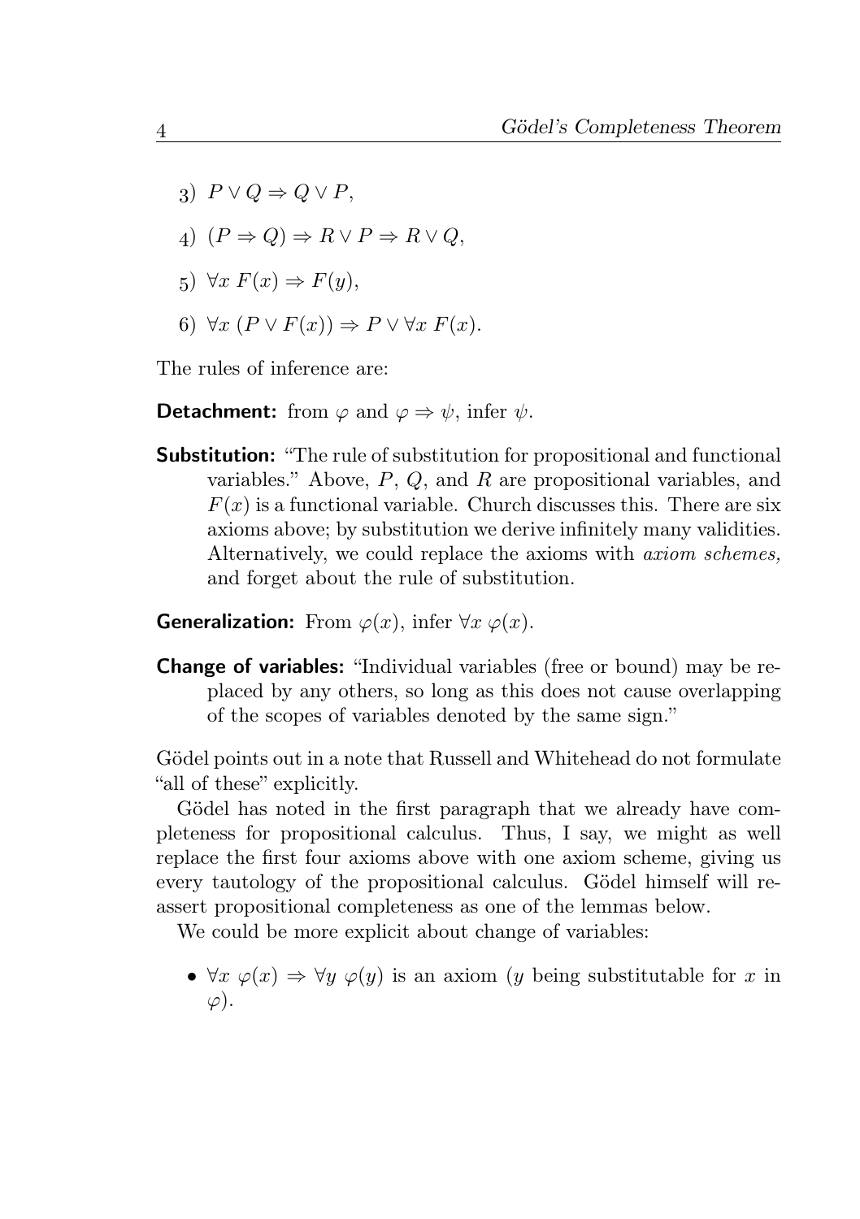3) $P \lor Q \Rightarrow Q \lor P$,

4) $(P \Rightarrow Q) \Rightarrow R \lor P \Rightarrow R \lor Q$,

5) $\forall x\ F(x) \Rightarrow F(y)$,

6) $\forall x\ (P \lor F(x)) \Rightarrow P \lor \forall x\ F(x)$.

The rules of inference are:

**Detachment:** from $\varphi$ and $\varphi \Rightarrow \psi$, infer $\psi$.

**Substitution:** "The rule of substitution for propositional and functional variables." Above, $P$, $Q$, and $R$ are propositional variables, and $F(x)$ is a functional variable. Church discusses this. There are six axioms above; by substitution we derive infinitely many validities. Alternatively, we could replace the axioms with *axiom schemes,* and forget about the rule of substitution.

**Generalization:** From $\varphi(x)$, infer $\forall x\ \varphi(x)$.

**Change of variables:** "Individual variables (free or bound) may be replaced by any others, so long as this does not cause overlapping of the scopes of variables denoted by the same sign."

Gödel points out in a note that Russell and Whitehead do not formulate "all of these" explicitly.

Gödel has noted in the first paragraph that we already have completeness for propositional calculus. Thus, I say, we might as well replace the first four axioms above with one axiom scheme, giving us every tautology of the propositional calculus. Gödel himself will reassert propositional completeness as one of the lemmas below.

We could be more explicit about change of variables:

- $\forall x\ \varphi(x) \Rightarrow \forall y\ \varphi(y)$ is an axiom ($y$ being substitutable for $x$ in $\varphi$).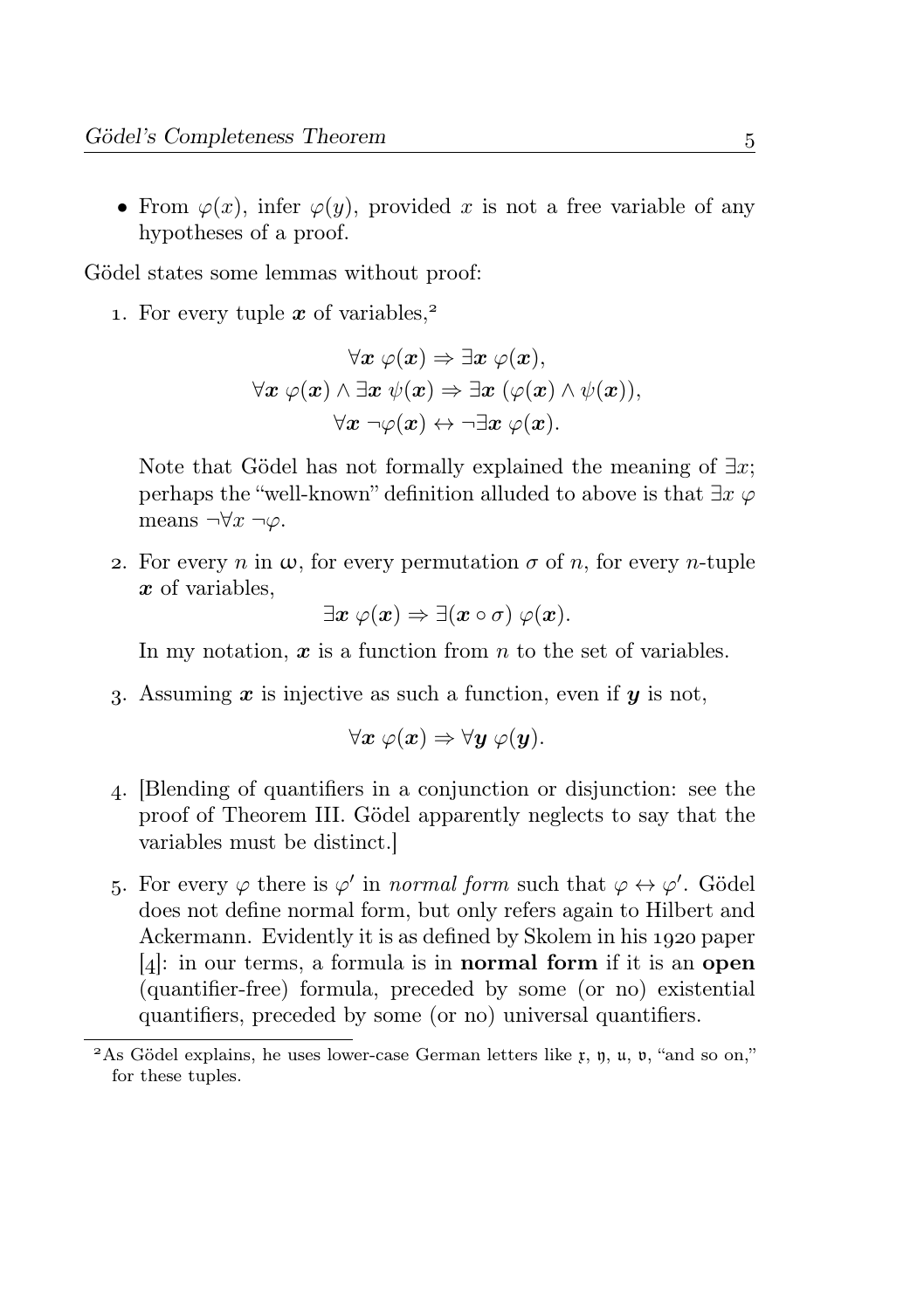- From $\varphi(x)$, infer $\varphi(y)$, provided $x$ is not a free variable of any hypotheses of a proof.

Gödel states some lemmas without proof:

1. For every tuple $\boldsymbol{x}$ of variables,[2]

$$\forall \boldsymbol{x}\ \varphi(\boldsymbol{x}) \Rightarrow \exists \boldsymbol{x}\ \varphi(\boldsymbol{x}),$$
$$\forall \boldsymbol{x}\ \varphi(\boldsymbol{x}) \wedge \exists \boldsymbol{x}\ \psi(\boldsymbol{x}) \Rightarrow \exists \boldsymbol{x}\ (\varphi(\boldsymbol{x}) \wedge \psi(\boldsymbol{x})),$$
$$\forall \boldsymbol{x}\ \neg\varphi(\boldsymbol{x}) \leftrightarrow \neg\exists \boldsymbol{x}\ \varphi(\boldsymbol{x}).$$

   Note that Gödel has not formally explained the meaning of $\exists x$; perhaps the "well-known" definition alluded to above is that $\exists x\ \varphi$ means $\neg\forall x\ \neg\varphi$.

2. For every $n$ in $\omega$, for every permutation $\sigma$ of $n$, for every $n$-tuple $\boldsymbol{x}$ of variables,

$$\exists \boldsymbol{x}\ \varphi(\boldsymbol{x}) \Rightarrow \exists (\boldsymbol{x} \circ \sigma)\ \varphi(\boldsymbol{x}).$$

   In my notation, $\boldsymbol{x}$ is a function from $n$ to the set of variables.

3. Assuming $\boldsymbol{x}$ is injective as such a function, even if $\boldsymbol{y}$ is not,

$$\forall \boldsymbol{x}\ \varphi(\boldsymbol{x}) \Rightarrow \forall \boldsymbol{y}\ \varphi(\boldsymbol{y}).$$

4. [Blending of quantifiers in a conjunction or disjunction: see the proof of Theorem III. Gödel apparently neglects to say that the variables must be distinct.]

5. For every $\varphi$ there is $\varphi'$ in *normal form* such that $\varphi \leftrightarrow \varphi'$. Gödel does not define normal form, but only refers again to Hilbert and Ackermann. Evidently it is as defined by Skolem in his 1920 paper [4]: in our terms, a formula is in **normal form** if it is an **open** (quantifier-free) formula, preceded by some (or no) existential quantifiers, preceded by some (or no) universal quantifiers.

[2] As Gödel explains, he uses lower-case German letters like $\mathfrak{x}$, $\mathfrak{y}$, $\mathfrak{u}$, $\mathfrak{v}$, "and so on," for these tuples.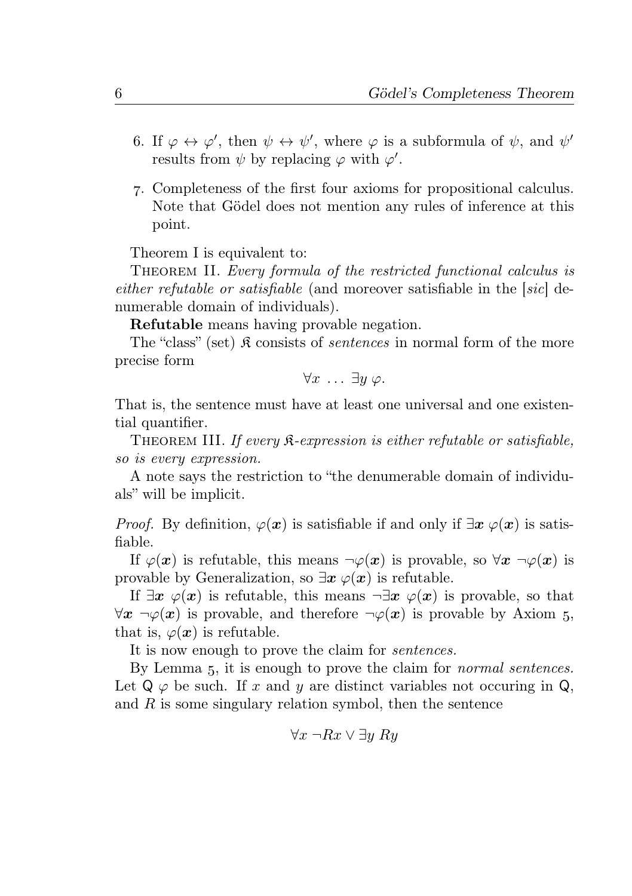6. If $\varphi \leftrightarrow \varphi'$, then $\psi \leftrightarrow \psi'$, where $\varphi$ is a subformula of $\psi$, and $\psi'$ results from $\psi$ by replacing $\varphi$ with $\varphi'$.

7. Completeness of the first four axioms for propositional calculus. Note that Gödel does not mention any rules of inference at this point.

Theorem I is equivalent to:

Theorem II. *Every formula of the restricted functional calculus is either refutable or satisfiable* (and moreover satisfiable in the [*sic*] denumerable domain of individuals).

**Refutable** means having provable negation.

The "class" (set) $\mathfrak{K}$ consists of *sentences* in normal form of the more precise form

$$\forall x \ \ldots \ \exists y \ \varphi.$$

That is, the sentence must have at least one universal and one existential quantifier.

Theorem III. *If every $\mathfrak{K}$-expression is either refutable or satisfiable, so is every expression.*

A note says the restriction to "the denumerable domain of individuals" will be implicit.

*Proof.* By definition, $\varphi(\boldsymbol{x})$ is satisfiable if and only if $\exists \boldsymbol{x} \ \varphi(\boldsymbol{x})$ is satisfiable.

If $\varphi(\boldsymbol{x})$ is refutable, this means $\neg\varphi(\boldsymbol{x})$ is provable, so $\forall \boldsymbol{x} \ \neg\varphi(\boldsymbol{x})$ is provable by Generalization, so $\exists \boldsymbol{x} \ \varphi(\boldsymbol{x})$ is refutable.

If $\exists \boldsymbol{x} \ \varphi(\boldsymbol{x})$ is refutable, this means $\neg\exists \boldsymbol{x} \ \varphi(\boldsymbol{x})$ is provable, so that $\forall \boldsymbol{x} \ \neg\varphi(\boldsymbol{x})$ is provable, and therefore $\neg\varphi(\boldsymbol{x})$ is provable by Axiom 5, that is, $\varphi(\boldsymbol{x})$ is refutable.

It is now enough to prove the claim for *sentences.*

By Lemma 5, it is enough to prove the claim for *normal sentences.* Let $\mathsf{Q} \ \varphi$ be such. If $x$ and $y$ are distinct variables not occuring in $\mathsf{Q}$, and $R$ is some singulary relation symbol, then the sentence

$$\forall x \ \neg Rx \lor \exists y \ Ry$$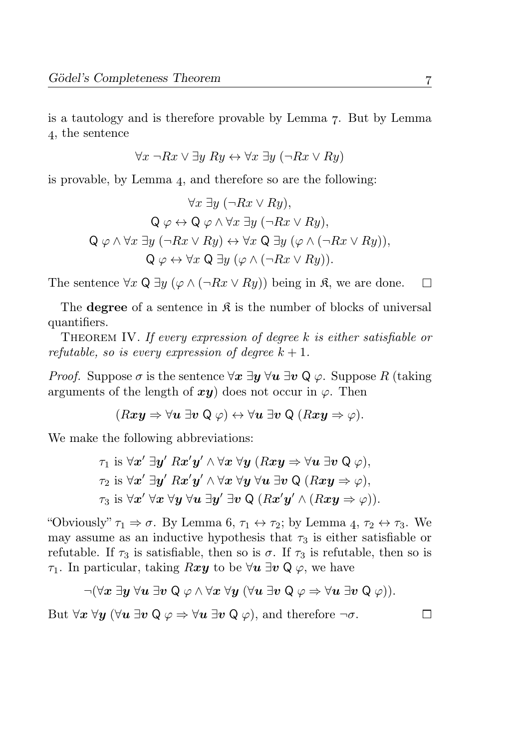is a tautology and is therefore provable by Lemma 7. But by Lemma 4, the sentence

$$\forall x\ \neg Rx \lor \exists y\ Ry \leftrightarrow \forall x\ \exists y\ (\neg Rx \lor Ry)$$

is provable, by Lemma 4, and therefore so are the following:

$$\forall x\ \exists y\ (\neg Rx \lor Ry),$$
$$\mathsf{Q}\ \varphi \leftrightarrow \mathsf{Q}\ \varphi \land \forall x\ \exists y\ (\neg Rx \lor Ry),$$
$$\mathsf{Q}\ \varphi \land \forall x\ \exists y\ (\neg Rx \lor Ry) \leftrightarrow \forall x\ \mathsf{Q}\ \exists y\ (\varphi \land (\neg Rx \lor Ry)),$$
$$\mathsf{Q}\ \varphi \leftrightarrow \forall x\ \mathsf{Q}\ \exists y\ (\varphi \land (\neg Rx \lor Ry)).$$

The sentence $\forall x\ \mathsf{Q}\ \exists y\ (\varphi \land (\neg Rx \lor Ry))$ being in $\mathfrak{K}$, we are done. □

The **degree** of a sentence in $\mathfrak{K}$ is the number of blocks of universal quantifiers.

Theorem IV. *If every expression of degree $k$ is either satisfiable or refutable, so is every expression of degree $k+1$.*

*Proof.* Suppose $\sigma$ is the sentence $\forall \boldsymbol{x}\ \exists \boldsymbol{y}\ \forall \boldsymbol{u}\ \exists \boldsymbol{v}\ \mathsf{Q}\ \varphi$. Suppose $R$ (taking arguments of the length of $\boldsymbol{xy}$) does not occur in $\varphi$. Then

$$(R\boldsymbol{xy} \Rightarrow \forall \boldsymbol{u}\ \exists \boldsymbol{v}\ \mathsf{Q}\ \varphi) \leftrightarrow \forall \boldsymbol{u}\ \exists \boldsymbol{v}\ \mathsf{Q}\ (R\boldsymbol{xy} \Rightarrow \varphi).$$

We make the following abbreviations:

$$\tau_1 \text{ is } \forall \boldsymbol{x}'\ \exists \boldsymbol{y}'\ R\boldsymbol{x}'\boldsymbol{y}' \land \forall \boldsymbol{x}\ \forall \boldsymbol{y}\ (R\boldsymbol{xy} \Rightarrow \forall \boldsymbol{u}\ \exists \boldsymbol{v}\ \mathsf{Q}\ \varphi),$$
$$\tau_2 \text{ is } \forall \boldsymbol{x}'\ \exists \boldsymbol{y}'\ R\boldsymbol{x}'\boldsymbol{y}' \land \forall \boldsymbol{x}\ \forall \boldsymbol{y}\ \forall \boldsymbol{u}\ \exists \boldsymbol{v}\ \mathsf{Q}\ (R\boldsymbol{xy} \Rightarrow \varphi),$$
$$\tau_3 \text{ is } \forall \boldsymbol{x}'\ \forall \boldsymbol{x}\ \forall \boldsymbol{y}\ \forall \boldsymbol{u}\ \exists \boldsymbol{y}'\ \exists \boldsymbol{v}\ \mathsf{Q}\ (R\boldsymbol{x}'\boldsymbol{y}' \land (R\boldsymbol{xy} \Rightarrow \varphi)).$$

"Obviously" $\tau_1 \Rightarrow \sigma$. By Lemma 6, $\tau_1 \leftrightarrow \tau_2$; by Lemma 4, $\tau_2 \leftrightarrow \tau_3$. We may assume as an inductive hypothesis that $\tau_3$ is either satisfiable or refutable. If $\tau_3$ is satisfiable, then so is $\sigma$. If $\tau_3$ is refutable, then so is $\tau_1$. In particular, taking $R\boldsymbol{xy}$ to be $\forall \boldsymbol{u}\ \exists \boldsymbol{v}\ \mathsf{Q}\ \varphi$, we have

$$\neg(\forall \boldsymbol{x}\ \exists \boldsymbol{y}\ \forall \boldsymbol{u}\ \exists \boldsymbol{v}\ \mathsf{Q}\ \varphi \land \forall \boldsymbol{x}\ \forall \boldsymbol{y}\ (\forall \boldsymbol{u}\ \exists \boldsymbol{v}\ \mathsf{Q}\ \varphi \Rightarrow \forall \boldsymbol{u}\ \exists \boldsymbol{v}\ \mathsf{Q}\ \varphi)).$$

But $\forall \boldsymbol{x}\ \forall \boldsymbol{y}\ (\forall \boldsymbol{u}\ \exists \boldsymbol{v}\ \mathsf{Q}\ \varphi \Rightarrow \forall \boldsymbol{u}\ \exists \boldsymbol{v}\ \mathsf{Q}\ \varphi)$, and therefore $\neg\sigma$. □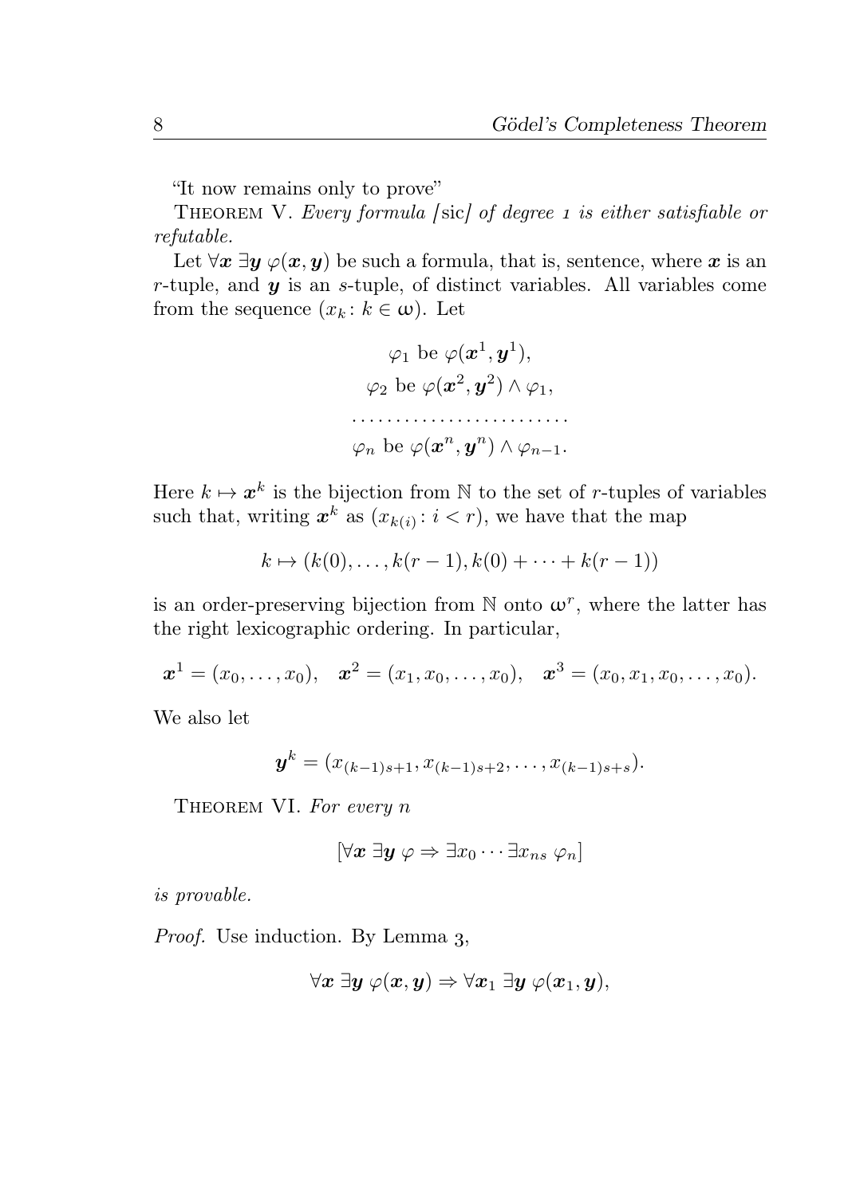"It now remains only to prove"

Theorem V. *Every formula [*sic*] of degree 1 is either satisfiable or refutable.*

Let $\forall \boldsymbol{x}\ \exists \boldsymbol{y}\ \varphi(\boldsymbol{x}, \boldsymbol{y})$ be such a formula, that is, sentence, where $\boldsymbol{x}$ is an $r$-tuple, and $\boldsymbol{y}$ is an $s$-tuple, of distinct variables. All variables come from the sequence $(x_k \colon k \in \omega)$. Let

$$\begin{gathered}
\varphi_1 \text{ be } \varphi(\boldsymbol{x}^1, \boldsymbol{y}^1),\\
\varphi_2 \text{ be } \varphi(\boldsymbol{x}^2, \boldsymbol{y}^2) \wedge \varphi_1,\\
\dots\dots\dots\dots\dots\dots\dots\dots\\
\varphi_n \text{ be } \varphi(\boldsymbol{x}^n, \boldsymbol{y}^n) \wedge \varphi_{n-1}.
\end{gathered}$$

Here $k \mapsto \boldsymbol{x}^k$ is the bijection from $\mathbb{N}$ to the set of $r$-tuples of variables such that, writing $\boldsymbol{x}^k$ as $(x_{k(i)} \colon i < r)$, we have that the map

$$k \mapsto (k(0), \dots, k(r-1), k(0) + \dots + k(r-1))$$

is an order-preserving bijection from $\mathbb{N}$ onto $\omega^r$, where the latter has the right lexicographic ordering. In particular,

$$\boldsymbol{x}^1 = (x_0, \dots, x_0), \quad \boldsymbol{x}^2 = (x_1, x_0, \dots, x_0), \quad \boldsymbol{x}^3 = (x_0, x_1, x_0, \dots, x_0).$$

We also let

$$\boldsymbol{y}^k = (x_{(k-1)s+1}, x_{(k-1)s+2}, \dots, x_{(k-1)s+s}).$$

Theorem VI. *For every $n$*

$$[\forall \boldsymbol{x}\ \exists \boldsymbol{y}\ \varphi \Rightarrow \exists x_0 \cdots \exists x_{ns}\ \varphi_n]$$

*is provable.*

*Proof.* Use induction. By Lemma 3,

$$\forall \boldsymbol{x}\ \exists \boldsymbol{y}\ \varphi(\boldsymbol{x}, \boldsymbol{y}) \Rightarrow \forall \boldsymbol{x}_1\ \exists \boldsymbol{y}\ \varphi(\boldsymbol{x}_1, \boldsymbol{y}),$$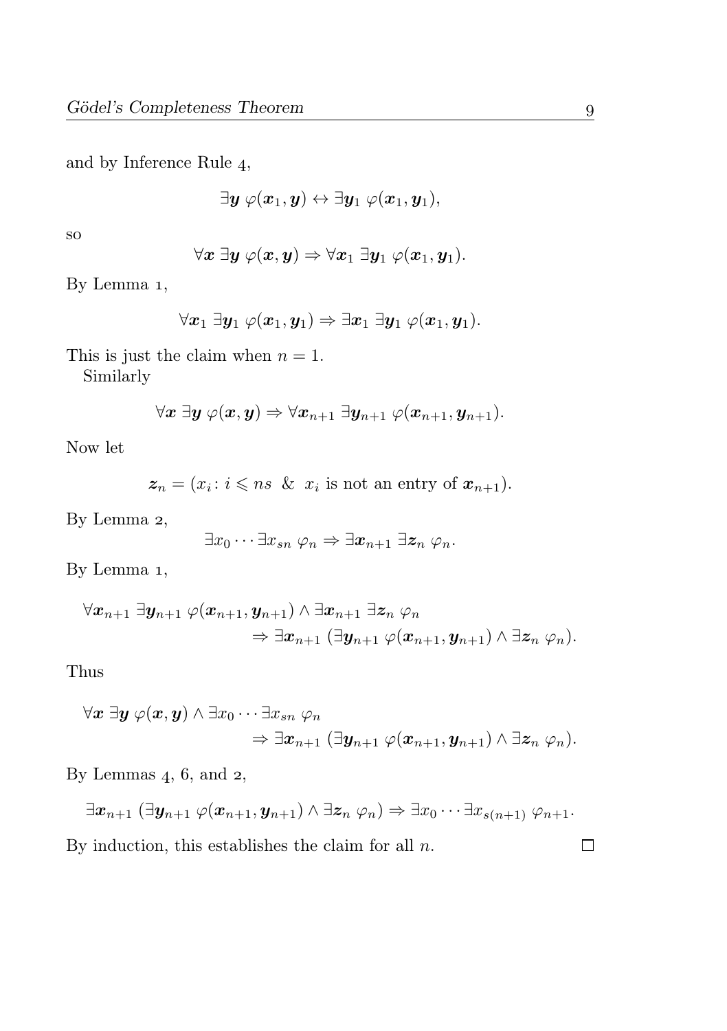and by Inference Rule 4,

$$\exists \boldsymbol{y}\ \varphi(\boldsymbol{x}_1, \boldsymbol{y}) \leftrightarrow \exists \boldsymbol{y}_1\ \varphi(\boldsymbol{x}_1, \boldsymbol{y}_1),$$

so

$$\forall \boldsymbol{x}\ \exists \boldsymbol{y}\ \varphi(\boldsymbol{x}, \boldsymbol{y}) \Rightarrow \forall \boldsymbol{x}_1\ \exists \boldsymbol{y}_1\ \varphi(\boldsymbol{x}_1, \boldsymbol{y}_1).$$

By Lemma 1,

$$\forall \boldsymbol{x}_1\ \exists \boldsymbol{y}_1\ \varphi(\boldsymbol{x}_1, \boldsymbol{y}_1) \Rightarrow \exists \boldsymbol{x}_1\ \exists \boldsymbol{y}_1\ \varphi(\boldsymbol{x}_1, \boldsymbol{y}_1).$$

This is just the claim when $n = 1$.

Similarly

$$\forall \boldsymbol{x}\ \exists \boldsymbol{y}\ \varphi(\boldsymbol{x}, \boldsymbol{y}) \Rightarrow \forall \boldsymbol{x}_{n+1}\ \exists \boldsymbol{y}_{n+1}\ \varphi(\boldsymbol{x}_{n+1}, \boldsymbol{y}_{n+1}).$$

Now let

$$\boldsymbol{z}_n = (x_i \colon i \leqslant ns\ \ \&\ \ x_i \text{ is not an entry of } \boldsymbol{x}_{n+1}).$$

By Lemma 2,

$$\exists x_0 \cdots \exists x_{sn}\ \varphi_n \Rightarrow \exists \boldsymbol{x}_{n+1}\ \exists \boldsymbol{z}_n\ \varphi_n.$$

By Lemma 1,

$$\begin{aligned} \forall \boldsymbol{x}_{n+1}\ \exists \boldsymbol{y}_{n+1}\ \varphi(\boldsymbol{x}_{n+1}, \boldsymbol{y}_{n+1}) \wedge \exists \boldsymbol{x}_{n+1}\ \exists \boldsymbol{z}_n\ \varphi_n& \\ \Rightarrow \exists \boldsymbol{x}_{n+1}\ (\exists \boldsymbol{y}_{n+1}\ \varphi(\boldsymbol{x}_{n+1}, \boldsymbol{y}_{n+1}) \wedge \exists \boldsymbol{z}_n\ \varphi_n)&. \end{aligned}$$

Thus

$$\begin{aligned} \forall \boldsymbol{x}\ \exists \boldsymbol{y}\ \varphi(\boldsymbol{x}, \boldsymbol{y}) \wedge \exists x_0 \cdots \exists x_{sn}\ \varphi_n& \\ \Rightarrow \exists \boldsymbol{x}_{n+1}\ (\exists \boldsymbol{y}_{n+1}\ \varphi(\boldsymbol{x}_{n+1}, \boldsymbol{y}_{n+1}) \wedge \exists \boldsymbol{z}_n\ \varphi_n)&. \end{aligned}$$

By Lemmas 4, 6, and 2,

$$\exists \boldsymbol{x}_{n+1}\ (\exists \boldsymbol{y}_{n+1}\ \varphi(\boldsymbol{x}_{n+1}, \boldsymbol{y}_{n+1}) \wedge \exists \boldsymbol{z}_n\ \varphi_n) \Rightarrow \exists x_0 \cdots \exists x_{s(n+1)}\ \varphi_{n+1}.$$

By induction, this establishes the claim for all $n$. □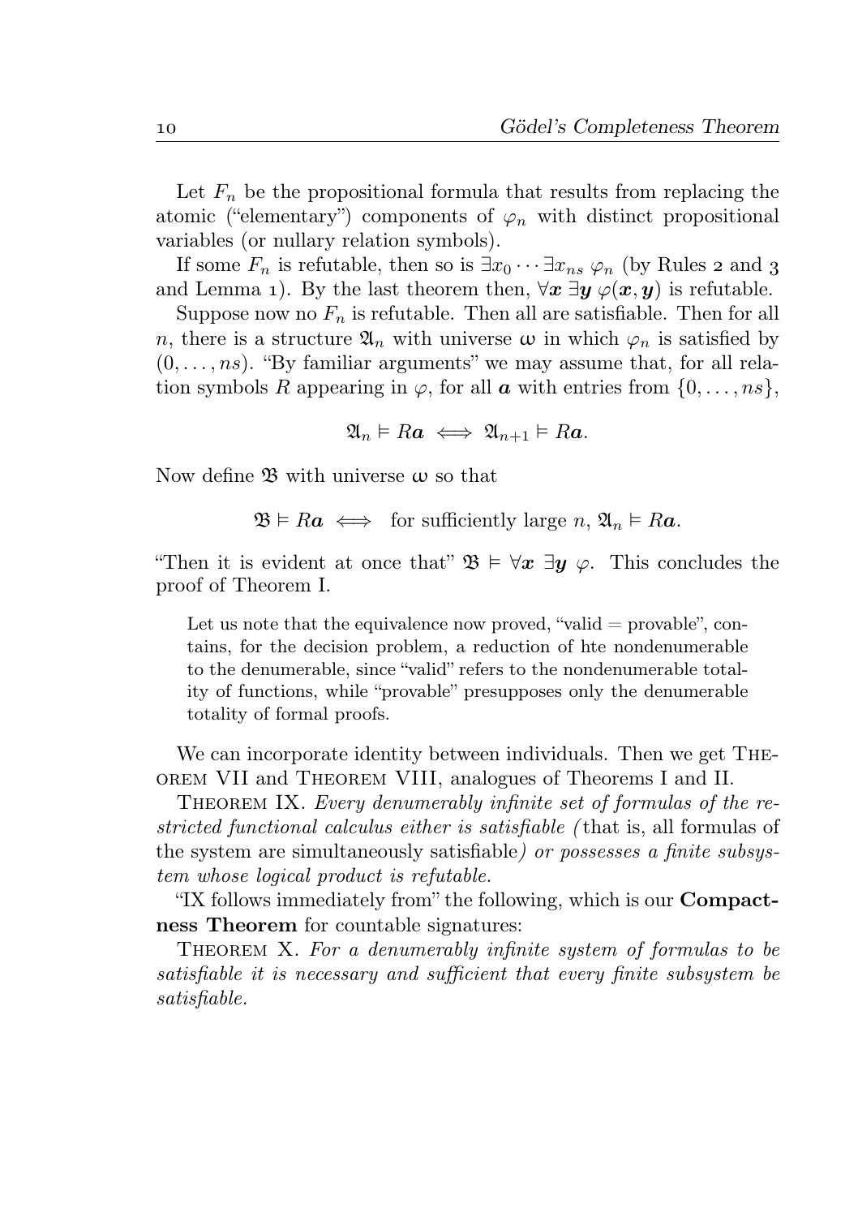Let $F_n$ be the propositional formula that results from replacing the atomic ("elementary") components of $\varphi_n$ with distinct propositional variables (or nullary relation symbols).

If some $F_n$ is refutable, then so is $\exists x_0 \cdots \exists x_{ns}\ \varphi_n$ (by Rules 2 and 3 and Lemma 1). By the last theorem then, $\forall \boldsymbol{x}\ \exists \boldsymbol{y}\ \varphi(\boldsymbol{x}, \boldsymbol{y})$ is refutable.

Suppose now no $F_n$ is refutable. Then all are satisfiable. Then for all $n$, there is a structure $\mathfrak{A}_n$ with universe $\omega$ in which $\varphi_n$ is satisfied by $(0, \dots, ns)$. "By familiar arguments" we may assume that, for all relation symbols $R$ appearing in $\varphi$, for all $\boldsymbol{a}$ with entries from $\{0, \dots, ns\}$,

$$\mathfrak{A}_n \vDash R\boldsymbol{a} \iff \mathfrak{A}_{n+1} \vDash R\boldsymbol{a}.$$

Now define $\mathfrak{B}$ with universe $\omega$ so that

$$\mathfrak{B} \vDash R\boldsymbol{a} \iff \text{for sufficiently large } n,\ \mathfrak{A}_n \vDash R\boldsymbol{a}.$$

"Then it is evident at once that" $\mathfrak{B} \vDash \forall \boldsymbol{x}\ \exists \boldsymbol{y}\ \varphi$. This concludes the proof of Theorem I.

> Let us note that the equivalence now proved, "valid = provable", contains, for the decision problem, a reduction of hte nondenumerable to the denumerable, since "valid" refers to the nondenumerable totality of functions, while "provable" presupposes only the denumerable totality of formal proofs.

We can incorporate identity between individuals. Then we get Theorem VII and Theorem VIII, analogues of Theorems I and II.

Theorem IX. *Every denumerably infinite set of formulas of the restricted functional calculus either is satisfiable (*that is, all formulas of the system are simultaneously satisfiable*) or possesses a finite subsystem whose logical product is refutable.*

"IX follows immediately from" the following, which is our **Compactness Theorem** for countable signatures:

Theorem X. *For a denumerably infinite system of formulas to be satisfiable it is necessary and sufficient that every finite subsystem be satisfiable.*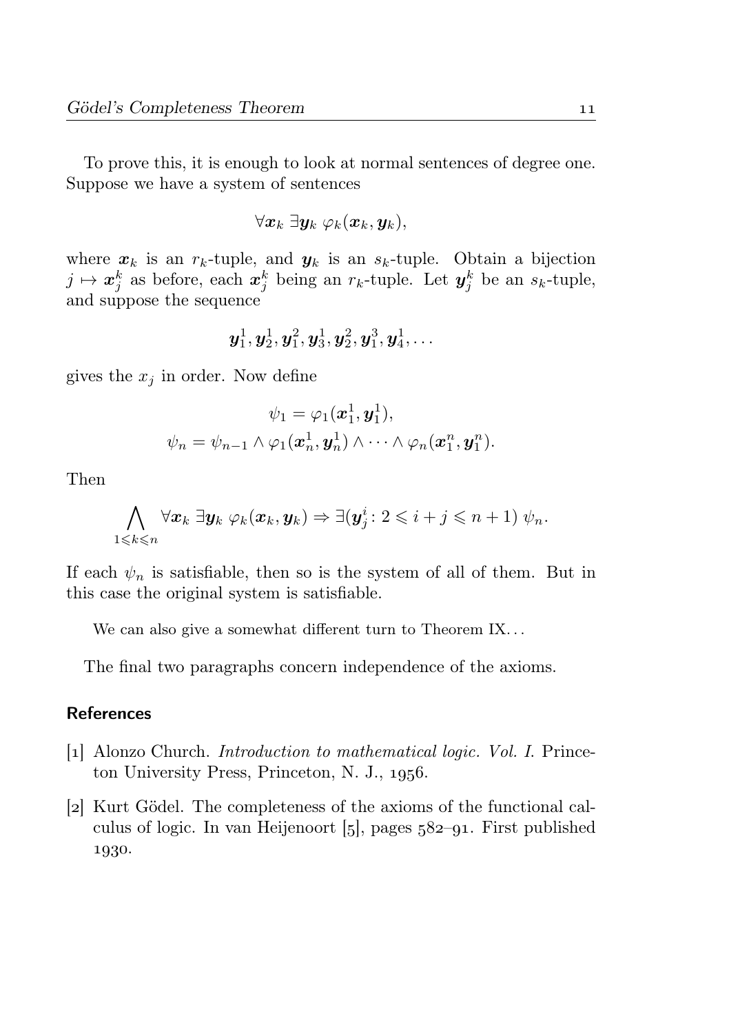To prove this, it is enough to look at normal sentences of degree one. Suppose we have a system of sentences

$$\forall \boldsymbol{x}_k \; \exists \boldsymbol{y}_k \; \varphi_k(\boldsymbol{x}_k, \boldsymbol{y}_k),$$

where $\boldsymbol{x}_k$ is an $r_k$-tuple, and $\boldsymbol{y}_k$ is an $s_k$-tuple. Obtain a bijection $j \mapsto \boldsymbol{x}_j^k$ as before, each $\boldsymbol{x}_j^k$ being an $r_k$-tuple. Let $\boldsymbol{y}_j^k$ be an $s_k$-tuple, and suppose the sequence

$$\boldsymbol{y}_1^1, \boldsymbol{y}_2^1, \boldsymbol{y}_1^2, \boldsymbol{y}_3^1, \boldsymbol{y}_2^2, \boldsymbol{y}_1^3, \boldsymbol{y}_4^1, \dots$$

gives the $x_j$ in order. Now define

$$\psi_1 = \varphi_1(\boldsymbol{x}_1^1, \boldsymbol{y}_1^1),$$
$$\psi_n = \psi_{n-1} \wedge \varphi_1(\boldsymbol{x}_n^1, \boldsymbol{y}_n^1) \wedge \dots \wedge \varphi_n(\boldsymbol{x}_1^n, \boldsymbol{y}_1^n).$$

Then

$$\bigwedge_{1 \leqslant k \leqslant n} \forall \boldsymbol{x}_k \; \exists \boldsymbol{y}_k \; \varphi_k(\boldsymbol{x}_k, \boldsymbol{y}_k) \Rightarrow \exists (\boldsymbol{y}_j^i \colon 2 \leqslant i + j \leqslant n + 1) \; \psi_n.$$

If each $\psi_n$ is satisfiable, then so is the system of all of them. But in this case the original system is satisfiable.

We can also give a somewhat different turn to Theorem IX...

The final two paragraphs concern independence of the axioms.

## References

[1] Alonzo Church. *Introduction to mathematical logic. Vol. I.* Princeton University Press, Princeton, N. J., 1956.

[2] Kurt Gödel. The completeness of the axioms of the functional calculus of logic. In van Heijenoort [5], pages 582–91. First published 1930.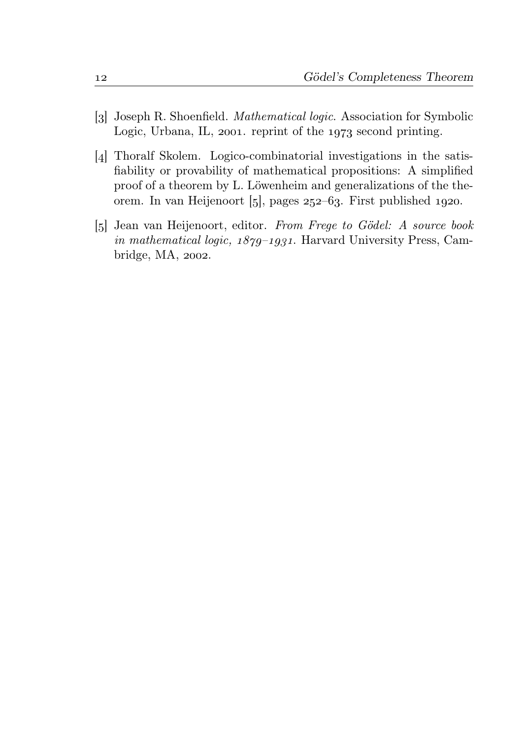[3] Joseph R. Shoenfield. *Mathematical logic*. Association for Symbolic Logic, Urbana, IL, 2001. reprint of the 1973 second printing.

[4] Thoralf Skolem. Logico-combinatorial investigations in the satisfiability or provability of mathematical propositions: A simplified proof of a theorem by L. Löwenheim and generalizations of the theorem. In van Heijenoort [5], pages 252–63. First published 1920.

[5] Jean van Heijenoort, editor. *From Frege to Gödel: A source book in mathematical logic, 1879–1931*. Harvard University Press, Cambridge, MA, 2002.